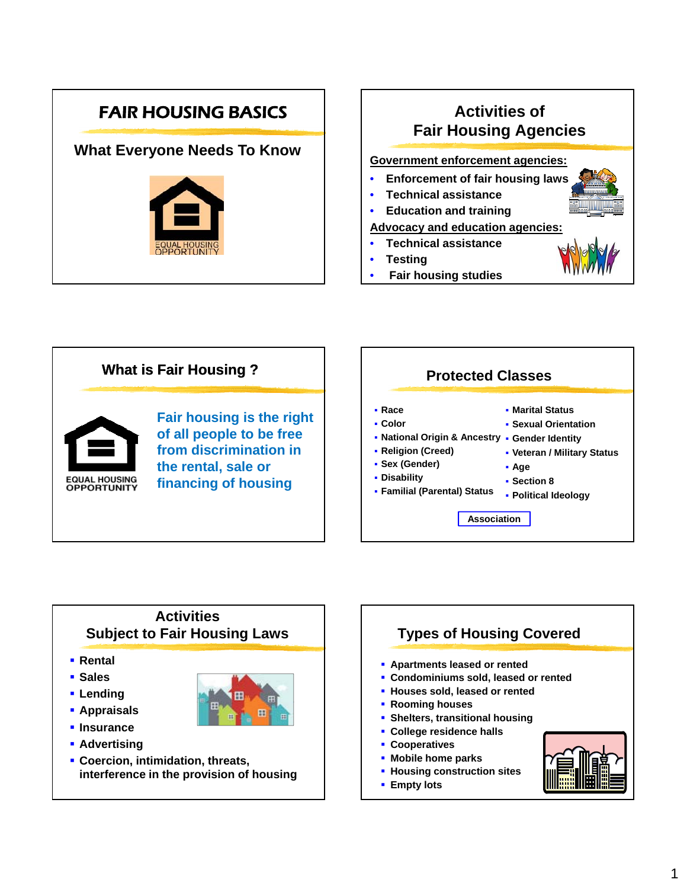# FAIR HOUSING BASICS

## What Everyone Needs To Know

EQUAL HOUSING OPPORTUNITY

# Activities of Fair Housing Agencies

**Government enforcement agencies:**

- Enforcement of fair housing laws
- Technical assistance
- Education and training

**Advocacy and education agencies:**

- Technical assistance
- Testing
- Fair housing studies

# What is Fair Housing ?

EQUAL HOUSING OPPORTUNITY

Fair housing is the right of all people to be free from discrimination in the rental, sale or financing of housing

# Protected Classes

- Race
- Color
- National Origin & Ancestry
- Religion (Creed)
- Sex (Gender)
- Disability
- Familial (Parental) Status
- Marital Status
- Sexual Orientation
- Gender Identity
- Veteran / Military Status
- Age
- Section 8
- Political Ideology

**Association**

# Activities Subject to Fair Housing Laws

- Rental
- Sales
- Lending
- Appraisals
- Insurance
- Advertising
- Coercion, intimidation, threats, interference in the provision of housing

# Types of Housing Covered

- Apartments leased or rented
- Condominiums sold, leased or rented
- Houses sold, leased or rented
- Rooming houses
- Shelters, transitional housing
- College residence halls
- Cooperatives
- Mobile home parks
- Housing constustion sites
- Empty lots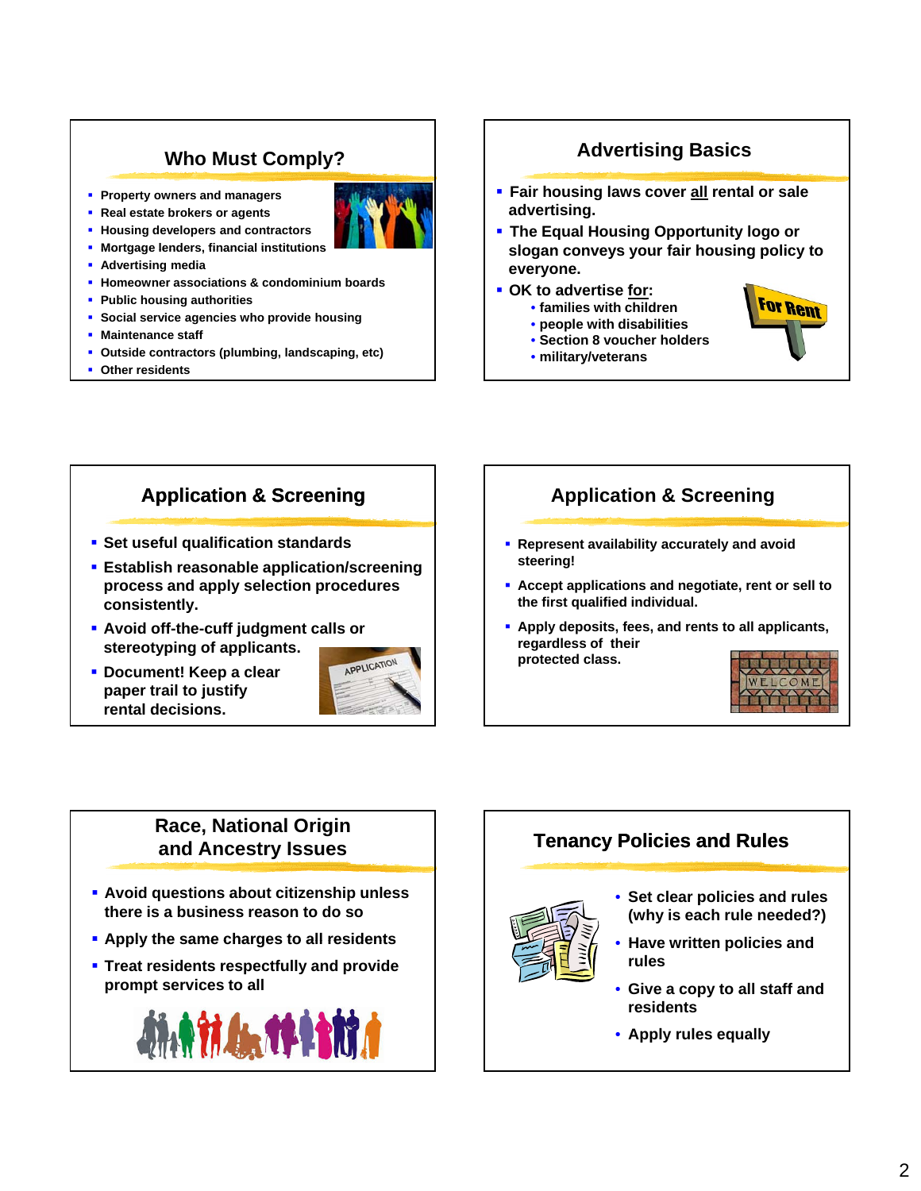## Who Must Comply?

- Property owners and managers
- Real estate brokers or agents
- Housing developers and contractors
- Mortgage lenders, financial institutions
- Advertising media
- Homeowner associations & condominium boards
- Public housing authorities
- Social service agencies who provide housing
- Maintenance staff
- Outside contractors (plumbing, landscaping, etc)
- Other residents

## Advertising Basics

- Fair housing laws cover all rental or sale advertising.
- The Equal Housing Opportunity logo or slogan conveys your fair housing policy to everyone.
- OK to advertise for:
  - families with children
  - people with disabilities
  - Section 8 voucher holders
  - military/veterans

## Application & Screening

- Set useful qualification standards
- Establish reasonable application/screening process and apply selection procedures consistently.
- Avoid off-the-cuff judgment calls or stereotyping of applicants.
- Document! Keep a clear paper trail to justify rental decisions.

## Application & Screening

- Represent availability accurately and avoid steering!
- Accept applications and negotiate, rent or sell to the first qualified individual.
- Apply deposits, fees, and rents to all applicants, regardless of their protected class.

## Race, National Origin and Ancestry Issues

- Avoid questions about citizenship unless there is a business reason to do so
- Apply the same charges to all residents
- Treat residents respectfully and provide prompt services to all

## Tenancy Policies and Rules

- Set clear policies and rules (why is each rule needed?)
- Have written policies and rules
- Give a copy to all staff and residents
- Apply rules equally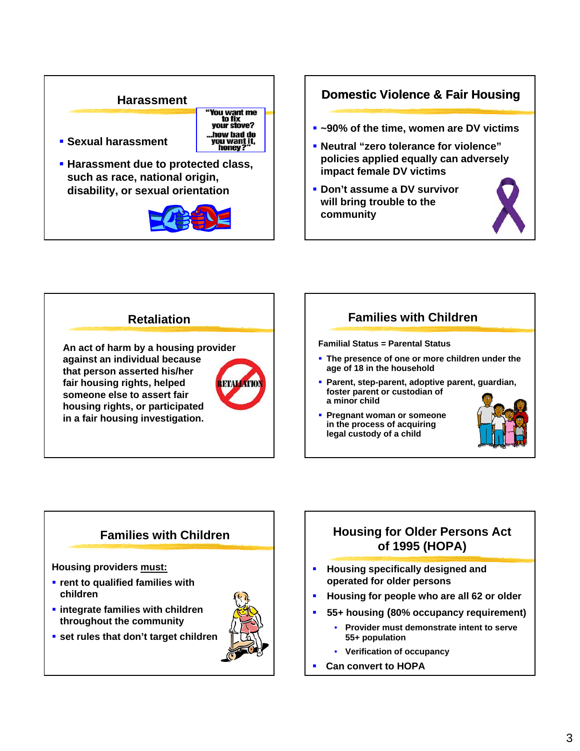## Harassment

- Sexual harassment
- Harassment due to protected class, such as race, national origin, disability, or sexual orientation

"You want me to fix your stove? ...how bad do you want it, honey?"

## Domestic Violence & Fair Housing

- ~90% of the time, women are DV victims
- Neutral "zero tolerance for violence" policies applied equally can adversely impact female DV victims
- Don't assume a DV survivor will bring trouble to the community

## Retaliation

An act of harm by a housing provider against an individual because that person asserted his/her fair housing rights, helped someone else to assert fair housing rights, or participated in a fair housing investigation.

RETALIATION

## Families with Children

Familial Status = Parental Status

- The presence of one or more children under the age of 18 in the household
- Parent, step-parent, adoptive parent, guardian, foster parent or custodian of a minor child
- Pregnant woman or someone in the process of acquiring legal custody of a child

## Families with Children

Housing providers **must:**

- rent to qualified families with children
- integrate families with children throughout the community
- set rules that don't target children

## Housing for Older Persons Act of 1995 (HOPA)

- Housing specifically designed and operated for older persons
- Housing for people who are all 62 or older
- 55+ housing (80% occupancy requirement)
  - Provider must demonstrate intent to serve 55+ population
  - Verification of occupancy
- Can convert to HOPA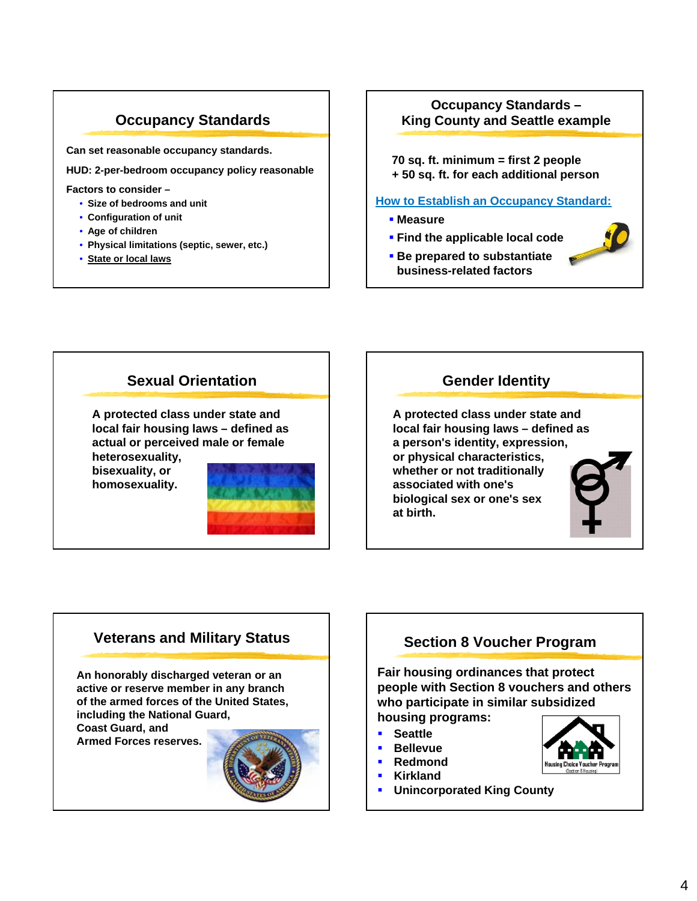## Occupancy Standards

**Can set reasonable occupancy standards.**

**HUD: 2-per-bedroom occupancy policy reasonable**

**Factors to consider –**

- **Size of bedrooms and unit**
- **Configuration of unit**
- **Age of children**
- **Physical limitations (septic, sewer, etc.)**
- **State or local laws**

## Occupancy Standards – King County and Seattle example

**70 sq. ft. minimum = first 2 people**
**+ 50 sq. ft. for each additional person**

**How to Establish an Occupancy Standard:**

- **Measure**
- **Find the applicable local code**
- **Be prepared to substantiate business-related factors**

## Sexual Orientation

**A protected class under state and local fair housing laws – defined as actual or perceived male or female heterosexuality, bisexuality, or homosexuality.**

## Gender Identity

**A protected class under state and local fair housing laws – defined as a person's identity, expression, or physical characteristics, whether or not traditionally associated with one's biological sex or one's sex at birth.**

## Veterans and Military Status

**An honorably discharged veteran or an active or reserve member in any branch of the armed forces of the United States, including the National Guard, Coast Guard, and Armed Forces reserves.**

## Section 8 Voucher Program

**Fair housing ordinances that protect people with Section 8 vouchers and others who participate in similar subsidized housing programs:**

- **Seattle**
- **Bellevue**
- **Redmond**
- **Kirkland**
- **Unincorporated King County**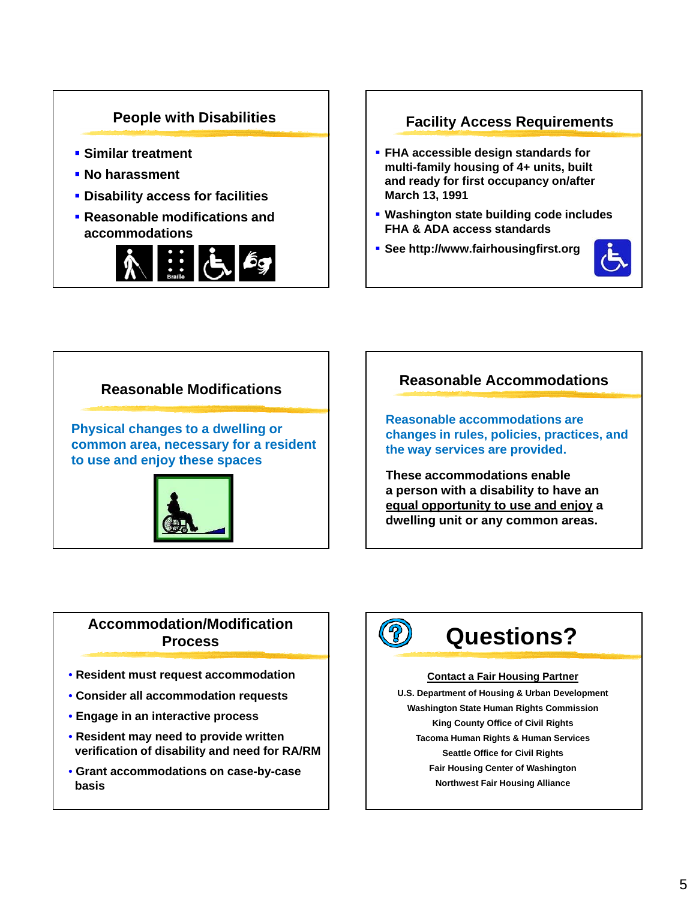## People with Disabilities

- Similar treatment
- No harassment
- Disability access for facilities
- Reasonable modifications and accommodations

## Facility Access Requirements

- FHA accessible design standards for multi-family housing of 4+ units, built and ready for first occupancy on/after March 13, 1991
- Washington state building code includes FHA & ADA access standards
- See http://www.fairhousingfirst.org

## Reasonable Modifications

Physical changes to a dwelling or common area, necessary for a resident to use and enjoy these spaces

## Reasonable Accommodations

Reasonable accommodations are changes in rules, policies, practices, and the way services are provided.

These accommodations enable a person with a disability to have an equal opportunity to use and enjoy a dwelling unit or any common areas.

## Accommodation/Modification Process

- Resident must request accommodation
- Consider all accommodation requests
- Engage in an interactive process
- Resident may need to provide written verification of disability and need for RA/RM
- Grant accommodations on case-by-case basis

## Questions?

Contact a Fair Housing Partner

U.S. Department of Housing & Urban Development
Washington State Human Rights Commission
King County Office of Civil Rights
Tacoma Human Rights & Human Services
Seattle Office for Civil Rights
Fair Housing Center of Washington
Northwest Fair Housing Alliance